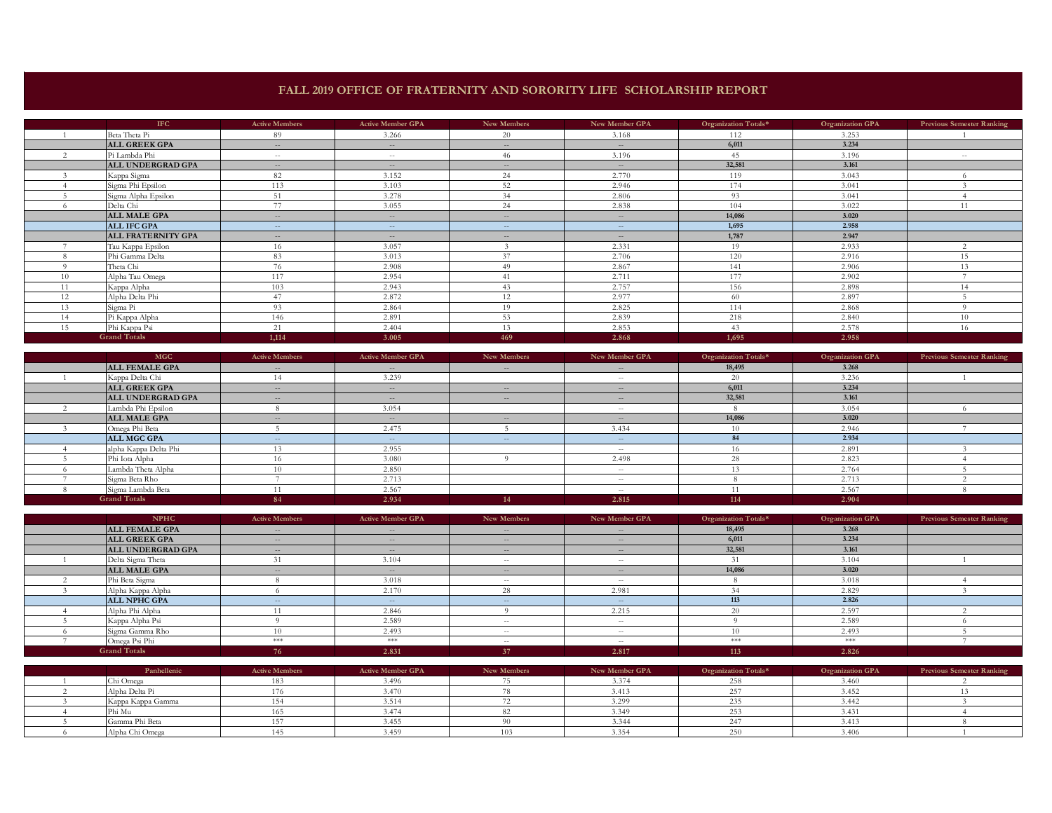# FALL 2019 OFFICE OF FRATERNITY AND SORORITY LIFE SCHOLARSHIP REPORT

| | IFC | Active Members | Active Member GPA | New Members | New Member GPA | Organization Totals* | Organization GPA | Previous Semester Ranking |
|---|---|---|---|---|---|---|---|---|
| 1 | Beta Theta Pi | 89 | 3.266 | 20 | 3.168 | 112 | 3.253 | 1 |
| | **ALL GREEK GPA** | -- | -- | -- | -- | **6,011** | **3.234** | |
| 2 | Pi Lambda Phi | -- | -- | 46 | 3.196 | 45 | 3.196 | -- |
| | **ALL UNDERGRAD GPA** | -- | -- | -- | -- | **32,581** | **3.161** | |
| 3 | Kappa Sigma | 82 | 3.152 | 24 | 2.770 | 119 | 3.043 | 6 |
| 4 | Sigma Phi Epsilon | 113 | 3.103 | 52 | 2.946 | 174 | 3.041 | 3 |
| 5 | Sigma Alpha Epsilon | 51 | 3.278 | 34 | 2.806 | 93 | 3.041 | 4 |
| 6 | Delta Chi | 77 | 3.055 | 24 | 2.838 | 104 | 3.022 | 11 |
| | **ALL MALE GPA** | -- | -- | -- | -- | **14,086** | **3.020** | |
| | **ALL IFC GPA** | -- | -- | -- | -- | **1,695** | **2.958** | |
| | **ALL FRATERNITY GPA** | -- | -- | -- | -- | **1,787** | **2.947** | |
| 7 | Tau Kappa Epsilon | 16 | 3.057 | 3 | 2.331 | 19 | 2.933 | 2 |
| 8 | Phi Gamma Delta | 83 | 3.013 | 37 | 2.706 | 120 | 2.916 | 15 |
| 9 | Theta Chi | 76 | 2.908 | 49 | 2.867 | 141 | 2.906 | 13 |
| 10 | Alpha Tau Omega | 117 | 2.954 | 41 | 2.711 | 177 | 2.902 | 7 |
| 11 | Kappa Alpha | 103 | 2.943 | 43 | 2.757 | 156 | 2.898 | 14 |
| 12 | Alpha Delta Phi | 47 | 2.872 | 12 | 2.977 | 60 | 2.897 | 5 |
| 13 | Sigma Pi | 93 | 2.864 | 19 | 2.825 | 114 | 2.868 | 9 |
| 14 | Pi Kappa Alpha | 146 | 2.891 | 53 | 2.839 | 218 | 2.840 | 10 |
| 15 | Phi Kappa Psi | 21 | 2.404 | 13 | 2.853 | 43 | 2.578 | 16 |
| | **Grand Totals** | **1,114** | **3.005** | **469** | **2.868** | **1,695** | **2.958** | |

| | MGC | Active Members | Active Member GPA | New Members | New Member GPA | Organization Totals* | Organization GPA | Previous Semester Ranking |
|---|---|---|---|---|---|---|---|---|
| | **ALL FEMALE GPA** | -- | -- | -- | -- | **18,495** | **3.268** | |
| 1 | Kappa Delta Chi | 14 | 3.239 | | -- | 20 | 3.236 | 1 |
| | **ALL GREEK GPA** | -- | -- | -- | -- | **6,011** | **3.234** | |
| | **ALL UNDERGRAD GPA** | -- | -- | -- | -- | **32,581** | **3.161** | |
| 2 | Lambda Phi Epsilon | 8 | 3.054 | | -- | 8 | 3.054 | 6 |
| | **ALL MALE GPA** | -- | -- | -- | -- | **14,086** | **3.020** | |
| 3 | Omega Phi Beta | 5 | 2.475 | 5 | 3.434 | 10 | 2.946 | 7 |
| | **ALL MGC GPA** | -- | -- | -- | -- | **84** | **2.934** | |
| 4 | alpha Kappa Delta Phi | 13 | 2.955 | | -- | 16 | 2.891 | 3 |
| 5 | Phi Iota Alpha | 16 | 3.080 | 9 | 2.498 | 28 | 2.823 | 4 |
| 6 | Lambda Theta Alpha | 10 | 2.850 | | -- | 13 | 2.764 | 5 |
| 7 | Sigma Beta Rho | 7 | 2.713 | | -- | 8 | 2.713 | 2 |
| 8 | Sigma Lambda Beta | 11 | 2.567 | | -- | 11 | 2.567 | 8 |
| | **Grand Totals** | **84** | **2.934** | **14** | **2.815** | **114** | **2.904** | |

| | NPHC | Active Members | Active Member GPA | New Members | New Member GPA | Organization Totals* | Organization GPA | Previous Semester Ranking |
|---|---|---|---|---|---|---|---|---|
| | **ALL FEMALE GPA** | -- | -- | -- | -- | **18,495** | **3.268** | |
| | **ALL GREEK GPA** | -- | -- | -- | -- | **6,011** | **3.234** | |
| | **ALL UNDERGRAD GPA** | -- | -- | -- | -- | **32,581** | **3.161** | |
| 1 | Delta Sigma Theta | 31 | 3.104 | -- | -- | 31 | 3.104 | 1 |
| | **ALL MALE GPA** | -- | -- | -- | -- | **14,086** | **3.020** | |
| 2 | Phi Beta Sigma | 8 | 3.018 | -- | -- | 8 | 3.018 | 4 |
| 3 | Alpha Kappa Alpha | 6 | 2.170 | 28 | 2.981 | 34 | 2.829 | 3 |
| | **ALL NPHC GPA** | -- | -- | -- | -- | **113** | **2.826** | |
| 4 | Alpha Phi Alpha | 11 | 2.846 | 9 | 2.215 | 20 | 2.597 | 2 |
| 5 | Kappa Alpha Psi | 9 | 2.589 | -- | -- | 9 | 2.589 | 6 |
| 6 | Sigma Gamma Rho | 10 | 2.493 | -- | -- | 10 | 2.493 | 5 |
| 7 | Omega Psi Phi | *** | *** | -- | -- | *** | *** | 7 |
| | **Grand Totals** | **76** | **2.831** | **37** | **2.817** | **113** | **2.826** | |

| | Panhellenic | Active Members | Active Member GPA | New Members | New Member GPA | Organization Totals* | Organization GPA | Previous Semester Ranking |
|---|---|---|---|---|---|---|---|---|
| 1 | Chi Omega | 183 | 3.496 | 75 | 3.374 | 258 | 3.460 | 2 |
| 2 | Alpha Delta Pi | 176 | 3.470 | 78 | 3.413 | 257 | 3.452 | 13 |
| 3 | Kappa Kappa Gamma | 154 | 3.514 | 72 | 3.299 | 235 | 3.442 | 3 |
| 4 | Phi Mu | 165 | 3.474 | 82 | 3.349 | 253 | 3.431 | 4 |
| 5 | Gamma Phi Beta | 157 | 3.455 | 90 | 3.344 | 247 | 3.413 | 8 |
| 6 | Alpha Chi Omega | 145 | 3.459 | 103 | 3.354 | 250 | 3.406 | 1 |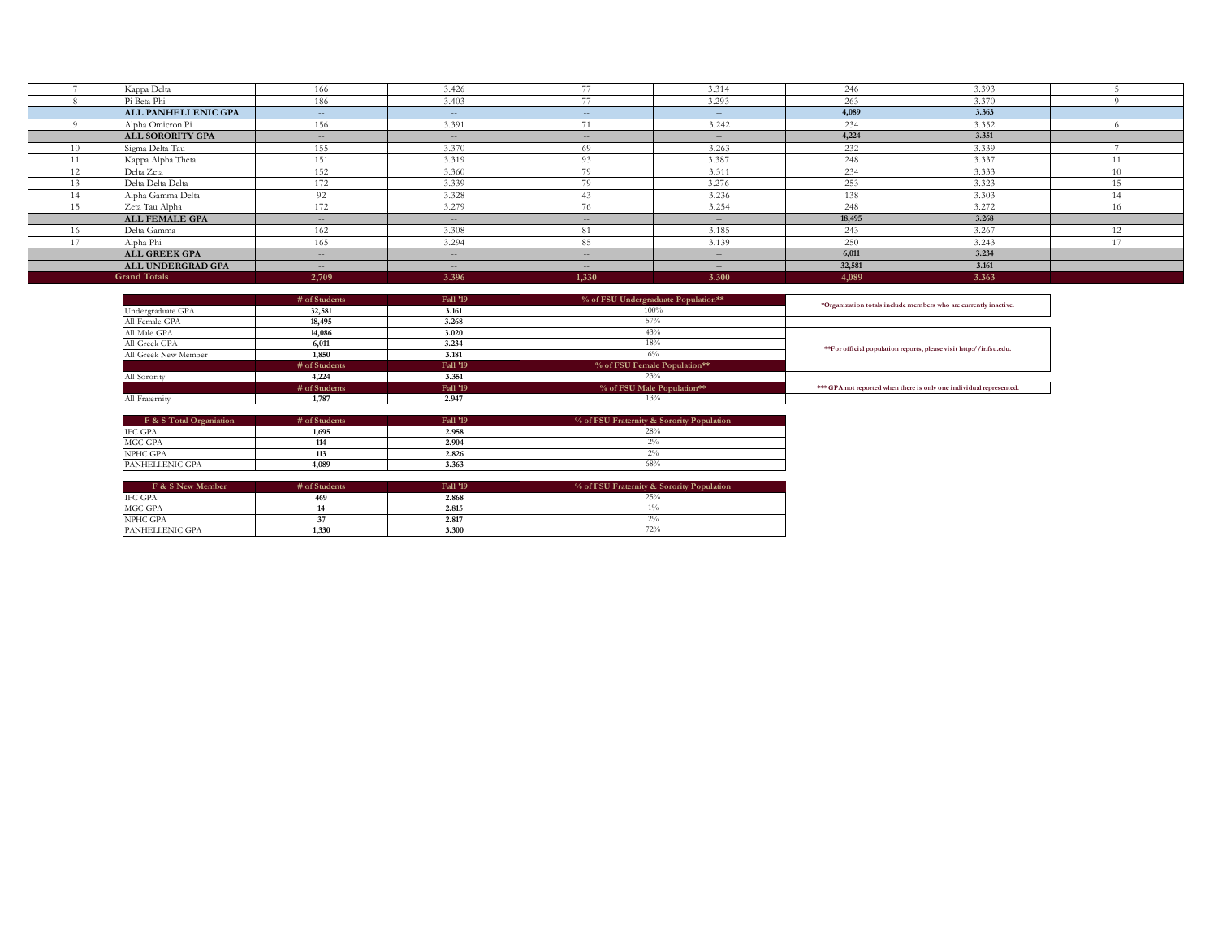| | | | | | | | | |
|---|---|---|---|---|---|---|---|---|
| 7 | Kappa Delta | 166 | 3.426 | 77 | 3.314 | 246 | 3.393 | 5 |
| 8 | Pi Beta Phi | 186 | 3.403 | 77 | 3.293 | 263 | 3.370 | 9 |
| | **ALL PANHELLENIC GPA** | -- | -- | -- | -- | **4,089** | **3.363** | |
| 9 | Alpha Omicron Pi | 156 | 3.391 | 71 | 3.242 | 234 | 3.352 | 6 |
| | **ALL SORORITY GPA** | -- | -- | -- | -- | **4,224** | **3.351** | |
| 10 | Sigma Delta Tau | 155 | 3.370 | 69 | 3.263 | 232 | 3.339 | 7 |
| 11 | Kappa Alpha Theta | 151 | 3.319 | 93 | 3.387 | 248 | 3.337 | 11 |
| 12 | Delta Zeta | 152 | 3.360 | 79 | 3.311 | 234 | 3.333 | 10 |
| 13 | Delta Delta Delta | 172 | 3.339 | 79 | 3.276 | 253 | 3.323 | 15 |
| 14 | Alpha Gamma Delta | 92 | 3.328 | 43 | 3.236 | 138 | 3.303 | 14 |
| 15 | Zeta Tau Alpha | 172 | 3.279 | 76 | 3.254 | 248 | 3.272 | 16 |
| | **ALL FEMALE GPA** | -- | -- | -- | -- | **18,495** | **3.268** | |
| 16 | Delta Gamma | 162 | 3.308 | 81 | 3.185 | 243 | 3.267 | 12 |
| 17 | Alpha Phi | 165 | 3.294 | 85 | 3.139 | 250 | 3.243 | 17 |
| | **ALL GREEK GPA** | -- | -- | -- | -- | **6,011** | **3.234** | |
| | **ALL UNDERGRAD GPA** | -- | -- | -- | -- | **32,581** | **3.161** | |
| **Grand Totals** | | **2,709** | **3.396** | **1,330** | **3.300** | **4,089** | **3.363** | |

| | # of Students | Fall '19 | % of FSU Undergraduate Population** |
|---|---|---|---|
| Undergraduate GPA | **32,581** | **3.161** | 100% |
| All Female GPA | **18,495** | **3.268** | 57% |
| All Male GPA | **14,086** | **3.020** | 43% |
| All Greek GPA | **6,011** | **3.234** | 18% |
| All Greek New Member | **1,850** | **3.181** | 6% |
| | **# of Students** | **Fall '19** | **% of FSU Female Population**** |
| All Sorority | **4,224** | **3.351** | 23% |
| | **# of Students** | **Fall '19** | **% of FSU Male Population**** |
| All Fraternity | **1,787** | **2.947** | 13% |

*Organization totals include members who are currently inactive.

**For official population reports, please visit http://ir.fsu.edu.

*** GPA not reported when there is only one individual represented.

| F & S Total Organiation | # of Students | Fall '19 | % of FSU Fraternity & Sorority Population |
|---|---|---|---|
| IFC GPA | **1,695** | **2.958** | 28% |
| MGC GPA | **114** | **2.904** | 2% |
| NPHC GPA | **113** | **2.826** | 2% |
| PANHELLENIC GPA | **4,089** | **3.363** | 68% |

| F & S New Member | # of Students | Fall '19 | % of FSU Fraternity & Sorority Population |
|---|---|---|---|
| IFC GPA | **469** | **2.868** | 25% |
| MGC GPA | **14** | **2.815** | 1% |
| NPHC GPA | **37** | **2.817** | 2% |
| PANHELLENIC GPA | **1,330** | **3.300** | 72% |